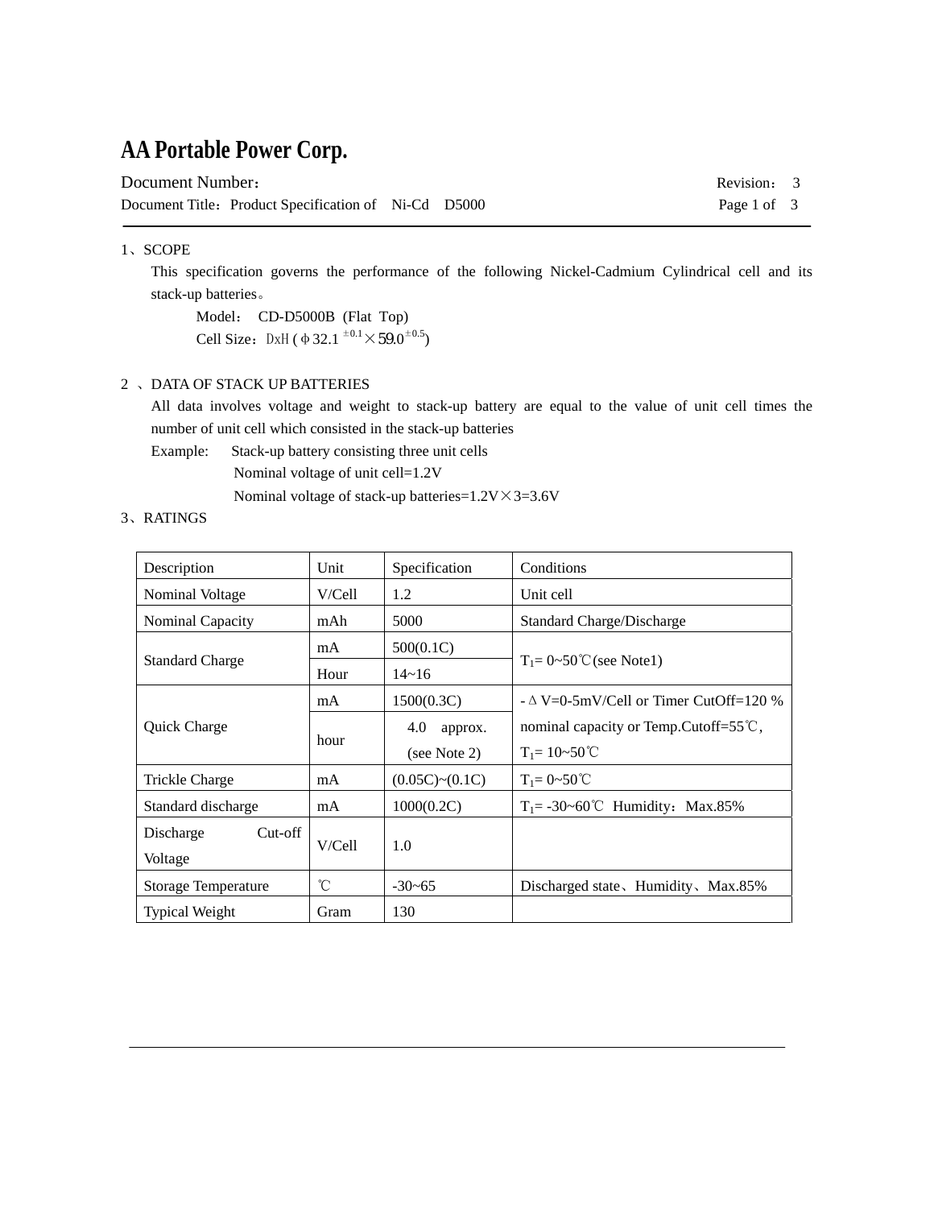# AA Portable Power Corp.

Document Number：

Document Title：Product Specification of Ni-Cd D5000

Revision： 3

1、SCOPE

This specification governs the performance of the following Nickel-Cadmium Cylindrical cell and its stack-up batteries。

Model： CD-D5000B (Flat Top)

Cell Size：DxH (Φ$32.1^{\pm0.1}$×$59.0^{\pm0.5}$)

2 、DATA OF STACK UP BATTERIES

All data involves voltage and weight to stack-up battery are equal to the value of unit cell times the number of unit cell which consisted in the stack-up batteries

Example: Stack-up battery consisting three unit cells

Nominal voltage of unit cell=1.2V

Nominal voltage of stack-up batteries=1.2V×3=3.6V

3、RATINGS

| Description | Unit | Specification | Conditions |
|---|---|---|---|
| Nominal Voltage | V/Cell | 1.2 | Unit cell |
| Nominal Capacity | mAh | 5000 | Standard Charge/Discharge |
| Standard Charge | mA | 500(0.1C) | $T_1$= 0~50℃(see Note1) |
| | Hour | 14~16 | |
| Quick Charge | mA | 1500(0.3C) | -ΔV=0-5mV/Cell or Timer CutOff=120 % nominal capacity or Temp.Cutoff=55℃, $T_1$= 10~50℃ |
| | hour | 4.0 approx. (see Note 2) | |
| Trickle Charge | mA | (0.05C)~(0.1C) | $T_1$= 0~50℃ |
| Standard discharge | mA | 1000(0.2C) | $T_1$= -30~60℃ Humidity：Max.85% |
| Discharge Cut-off Voltage | V/Cell | 1.0 | |
| Storage Temperature | ℃ | -30~65 | Discharged state、Humidity、Max.85% |
| Typical Weight | Gram | 130 | |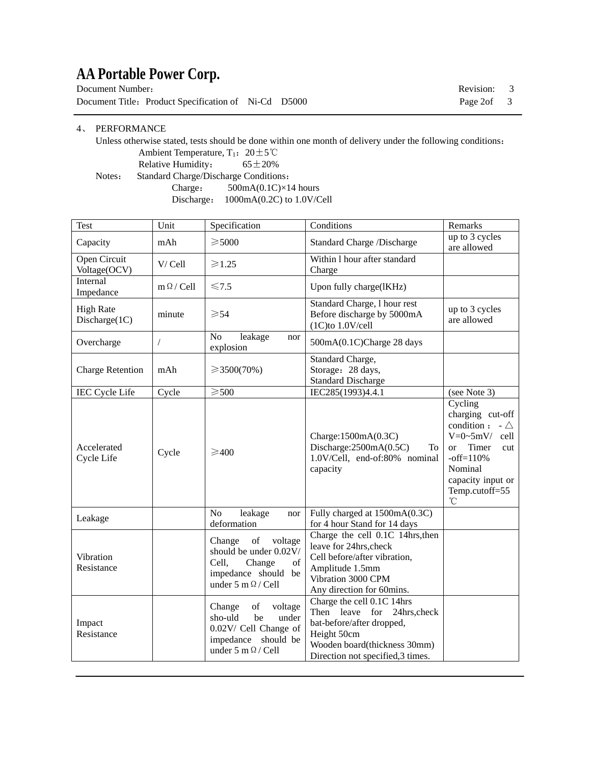## 4、 PERFORMANCE

Unless otherwise stated, tests should be done within one month of delivery under the following conditions：

Ambient Temperature, $T_1$：20±5℃

Relative Humidity： 65±20%

Notes： Standard Charge/Discharge Conditions：

Charge： 500mA(0.1C)×14 hours

Discharge： 1000mA(0.2C) to 1.0V/Cell

| Test | Unit | Specification | Conditions | Remarks |
|---|---|---|---|---|
| Capacity | mAh | ≥5000 | Standard Charge /Discharge | up to 3 cycles are allowed |
| Open Circuit Voltage(OCV) | V/ Cell | ≥1.25 | Within l hour after standard Charge | |
| Internal Impedance | mΩ/ Cell | ≤7.5 | Upon fully charge(lKHz) | |
| High Rate Discharge(1C) | minute | ≥54 | Standard Charge, l hour rest Before discharge by 5000mA (1C)to 1.0V/cell | up to 3 cycles are allowed |
| Overcharge | / | No leakage nor explosion | 500mA(0.1C)Charge 28 days | |
| Charge Retention | mAh | ≥3500(70%) | Standard Charge, Storage：28 days, Standard Discharge | |
| IEC Cycle Life | Cycle | ≥500 | IEC285(1993)4.4.1 | (see Note 3) |
| Accelerated Cycle Life | Cycle | ≥400 | Charge:1500mA(0.3C) Discharge:2500mA(0.5C) To 1.0V/Cell, end-of:80% nominal capacity | Cycling charging cut-off condition ： -△V=0~5mV/ cell or Timer cut -off=110% Nominal capacity input or Temp.cutoff=55℃ |
| Leakage | | No leakage nor deformation | Fully charged at 1500mA(0.3C) for 4 hour Stand for 14 days | |
| Vibration Resistance | | Change of voltage should be under 0.02V/ Cell, Change of impedance should be under 5 mΩ/ Cell | Charge the cell 0.1C 14hrs,then leave for 24hrs,check Cell before/after vibration, Amplitude 1.5mm Vibration 3000 CPM Any direction for 60mins. | |
| Impact Resistance | | Change of voltage sho-uld be under 0.02V/ Cell Change of impedance should be under 5 mΩ/ Cell | Charge the cell 0.1C 14hrs Then leave for 24hrs,check bat-before/after dropped, Height 50cm Wooden board(thickness 30mm) Direction not specified,3 times. | |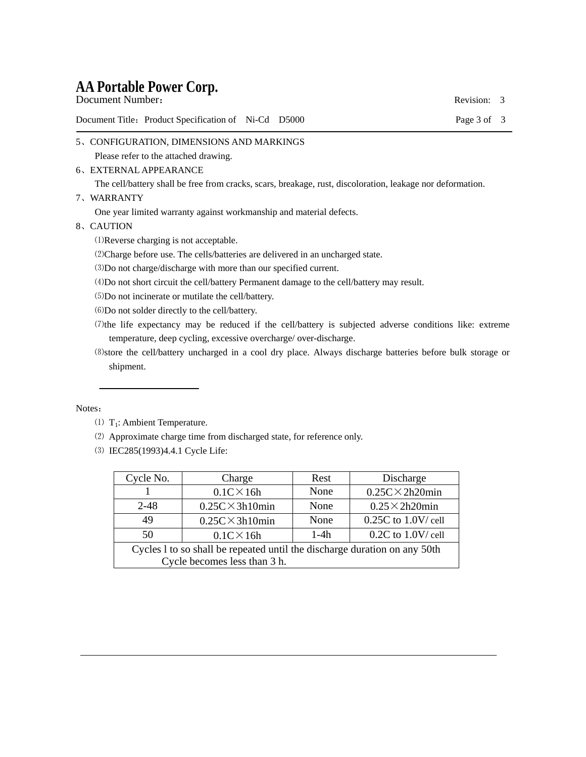5、CONFIGURATION, DIMENSIONS AND MARKINGS

Please refer to the attached drawing.

6、EXTERNAL APPEARANCE

The cell/battery shall be free from cracks, scars, breakage, rust, discoloration, leakage nor deformation.

7、WARRANTY

One year limited warranty against workmanship and material defects.

8、CAUTION

⑴Reverse charging is not acceptable.

⑵Charge before use. The cells/batteries are delivered in an uncharged state.

⑶Do not charge/discharge with more than our specified current.

⑷Do not short circuit the cell/battery Permanent damage to the cell/battery may result.

⑸Do not incinerate or mutilate the cell/battery.

⑹Do not solder directly to the cell/battery.

⑺the life expectancy may be reduced if the cell/battery is subjected adverse conditions like: extreme temperature, deep cycling, excessive overcharge/ over-discharge.

⑻store the cell/battery uncharged in a cool dry place. Always discharge batteries before bulk storage or shipment.

---

Notes：

⑴ $T_1$: Ambient Temperature.

⑵ Approximate charge time from discharged state, for reference only.

⑶ IEC285(1993)4.4.1 Cycle Life:

| Cycle No. | Charge | Rest | Discharge |
|---|---|---|---|
| 1 | 0.1C×16h | None | 0.25C×2h20min |
| 2-48 | 0.25C×3h10min | None | 0.25×2h20min |
| 49 | 0.25C×3h10min | None | 0.25C to 1.0V/ cell |
| 50 | 0.1C×16h | 1-4h | 0.2C to 1.0V/ cell |
| Cycles l to so shall be repeated until the discharge duration on any 50th Cycle becomes less than 3 h. | | | |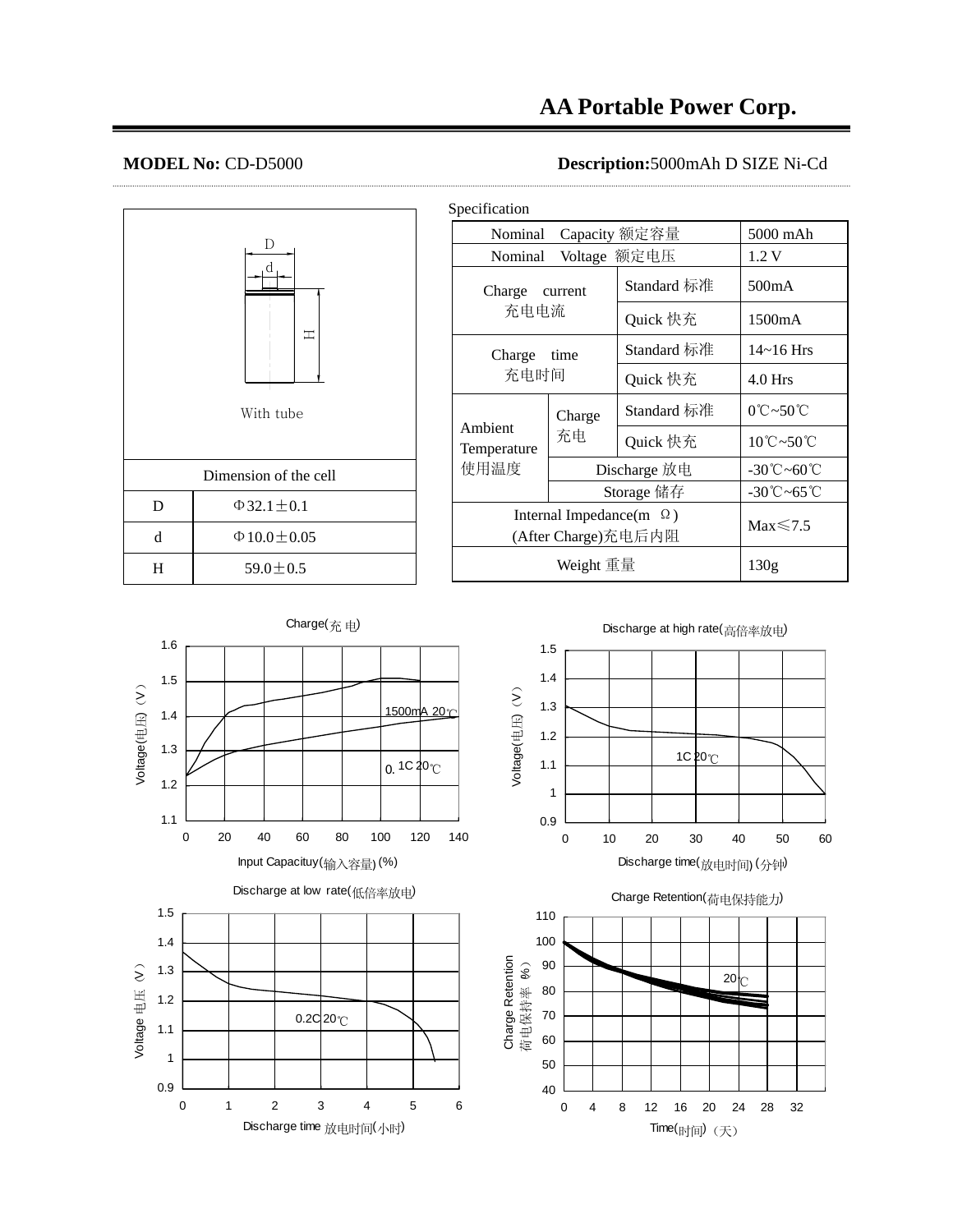# AA Portable Power Corp.

**MODEL No:** CD-D5000

**Description:**5000mAh D SIZE Ni-Cd

D

d

H

With tube

| Dimension of the cell | |
|---|---|
| D | Φ32.1±0.1 |
| d | Φ10.0±0.05 |
| H | 59.0±0.5 |

Specification

| | | | |
|---|---|---|---|
| Nominal Capacity 额定容量 | | | 5000 mAh |
| Nominal Voltage 额定电压 | | | 1.2 V |
| Charge current 充电电流 | | Standard 标准 | 500mA |
| | | Quick 快充 | 1500mA |
| Charge time 充电时间 | | Standard 标准 | 14~16 Hrs |
| | | Quick 快充 | 4.0 Hrs |
| Ambient Temperature 使用温度 | Charge 充电 | Standard 标准 | 0℃~50℃ |
| | | Quick 快充 | 10℃~50℃ |
| | Discharge 放电 | | -30℃~60℃ |
| | Storage 储存 | | -30℃~65℃ |
| Internal Impedance(m Ω) (After Charge)充电后内阻 | | | Max≤7.5 |
| Weight 重量 | | | 130g |

Charge(充 电)

Voltage(电压) (V)

1.6
1.5
1.4
1.3
1.2
1.1

0 20 40 60 80 100 120 140

Input Capacituy(输入容量) (%)

1500mA 20℃

0. 1C 20℃

Discharge at high rate(高倍率放电)

Voltage(电压) (V)

1.5
1.4
1.3
1.2
1.1
1
0.9

0 10 20 30 40 50 60

Discharge time(放电时间) (分钟)

1C 20℃

Discharge at low rate(低倍率放电)

Voltage 电压 (V)

1.5
1.4
1.3
1.2
1.1
1
0.9

0 1 2 3 4 5 6

Discharge time 放电时间(小时)

0.2C 20℃

Charge Retention(荷电保持能力)

Charge Retention 荷电保持率 (%)

110
100
90
80
70
60
50
40

0 4 8 12 16 20 24 28 32

Time(时间) (天)

20℃